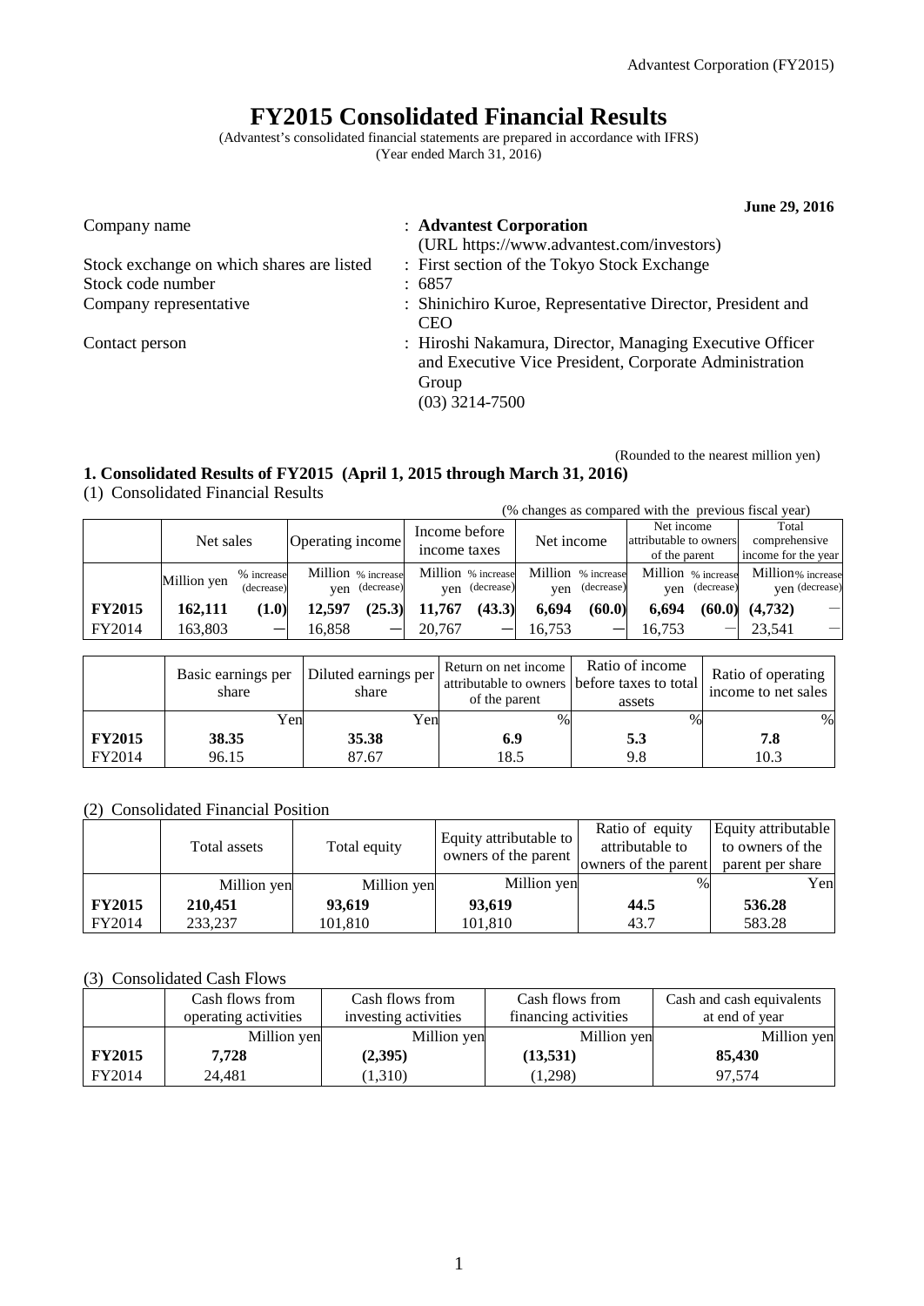# FY2015 Consolidated Financial Results

(Advantest's consolidated financial statements are prepared in accordance with IFRS)
(Year ended March 31, 2016)

**June 29, 2016**

| | |
|---|---|
| Company name | : **Advantest Corporation** (URL https://www.advantest.com/investors) |
| Stock exchange on which shares are listed | : First section of the Tokyo Stock Exchange |
| Stock code number | : 6857 |
| Company representative | : Shinichiro Kuroe, Representative Director, President and CEO |
| Contact person | : Hiroshi Nakamura, Director, Managing Executive Officer and Executive Vice President, Corporate Administration Group (03) 3214-7500 |

(Rounded to the nearest million yen)

## 1. Consolidated Results of FY2015 (April 1, 2015 through March 31, 2016)

(1) Consolidated Financial Results

(% changes as compared with the previous fiscal year)

| | Net sales | | Operating income | | Income before income taxes | | Net income | | Net income attributable to owners of the parent | | Total comprehensive income for the year | |
|---|---|---|---|---|---|---|---|---|---|---|---|---|
| | Million yen | % increase (decrease) | Million yen | % increase (decrease) | Million yen | % increase (decrease) | Million yen | % increase (decrease) | Million yen | % increase (decrease) | Million yen | % increase (decrease) |
| **FY2015** | **162,111** | **(1.0)** | **12,597** | **(25.3)** | **11,767** | **(43.3)** | **6,694** | **(60.0)** | **6,694** | **(60.0)** | **(4,732)** | — |
| FY2014 | 163,803 | — | 16,858 | — | 20,767 | — | 16,753 | — | 16,753 | — | 23,541 | — |

| | Basic earnings per share | Diluted earnings per share | Return on net income attributable to owners of the parent | Ratio of income before taxes to total assets | Ratio of operating income to net sales |
|---|---|---|---|---|---|
| | Yen | Yen | % | % | % |
| **FY2015** | **38.35** | **35.38** | **6.9** | **5.3** | **7.8** |
| FY2014 | 96.15 | 87.67 | 18.5 | 9.8 | 10.3 |

(2) Consolidated Financial Position

| | Total assets | Total equity | Equity attributable to owners of the parent | Ratio of equity attributable to owners of the parent | Equity attributable to owners of the parent per share |
|---|---|---|---|---|---|
| | Million yen | Million yen | Million yen | % | Yen |
| **FY2015** | **210,451** | **93,619** | **93,619** | **44.5** | **536.28** |
| FY2014 | 233,237 | 101,810 | 101,810 | 43.7 | 583.28 |

(3) Consolidated Cash Flows

| | Cash flows from operating activities | Cash flows from investing activities | Cash flows from financing activities | Cash and cash equivalents at end of year |
|---|---|---|---|---|
| | Million yen | Million yen | Million yen | Million yen |
| **FY2015** | **7,728** | **(2,395)** | **(13,531)** | **85,430** |
| FY2014 | 24,481 | (1,310) | (1,298) | 97,574 |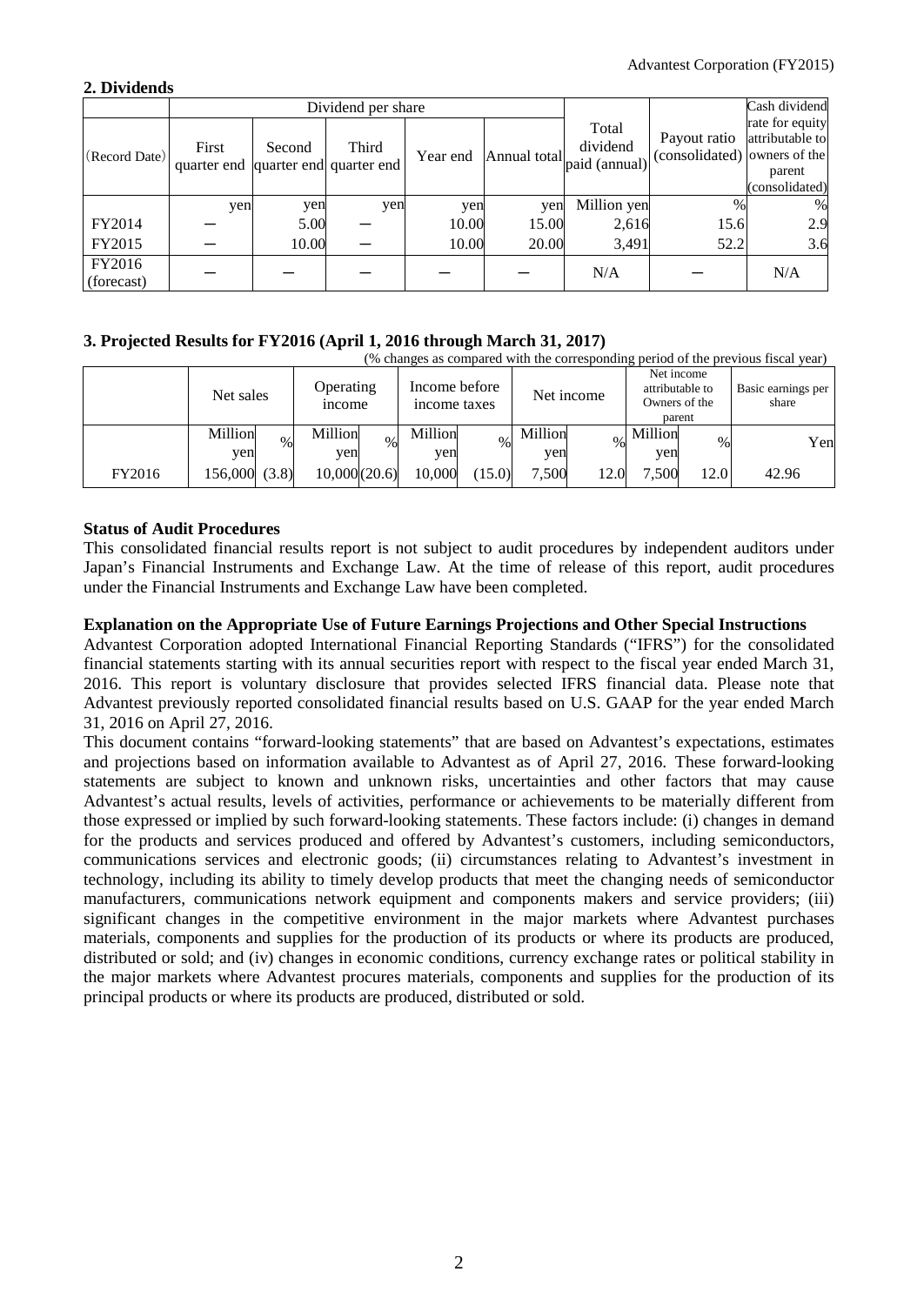## 2. Dividends

| (Record Date) | Dividend per share | | | | | Total dividend paid (annual) | Payout ratio (consolidated) | Cash dividend rate for equity attributable to owners of the parent (consolidated) |
|---|---|---|---|---|---|---|---|---|
| | First quarter end | Second quarter end | Third quarter end | Year end | Annual total | | | |
| | yen | yen | yen | yen | yen | Million yen | % | % |
| FY2014 | ― | 5.00 | ― | 10.00 | 15.00 | 2,616 | 15.6 | 2.9 |
| FY2015 | ― | 10.00 | ― | 10.00 | 20.00 | 3,491 | 52.2 | 3.6 |
| FY2016 (forecast) | ― | ― | ― | ― | ― | N/A | ― | N/A |

## 3. Projected Results for FY2016 (April 1, 2016 through March 31, 2017)

(% changes as compared with the corresponding period of the previous fiscal year)

| | Net sales | | Operating income | | Income before income taxes | | Net income | | Net income attributable to Owners of the parent | | Basic earnings per share |
|---|---|---|---|---|---|---|---|---|---|---|---|
| | Million yen | % | Million yen | % | Million yen | % | Million yen | % | Million yen | % | Yen |
| FY2016 | 156,000 | (3.8) | 10,000 | (20.6) | 10,000 | (15.0) | 7,500 | 12.0 | 7,500 | 12.0 | 42.96 |

**Status of Audit Procedures**

This consolidated financial results report is not subject to audit procedures by independent auditors under Japan's Financial Instruments and Exchange Law. At the time of release of this report, audit procedures under the Financial Instruments and Exchange Law have been completed.

**Explanation on the Appropriate Use of Future Earnings Projections and Other Special Instructions**

Advantest Corporation adopted International Financial Reporting Standards ("IFRS") for the consolidated financial statements starting with its annual securities report with respect to the fiscal year ended March 31, 2016. This report is voluntary disclosure that provides selected IFRS financial data. Please note that Advantest previously reported consolidated financial results based on U.S. GAAP for the year ended March 31, 2016 on April 27, 2016.

This document contains "forward-looking statements" that are based on Advantest's expectations, estimates and projections based on information available to Advantest as of April 27, 2016. These forward-looking statements are subject to known and unknown risks, uncertainties and other factors that may cause Advantest's actual results, levels of activities, performance or achievements to be materially different from those expressed or implied by such forward-looking statements. These factors include: (i) changes in demand for the products and services produced and offered by Advantest's customers, including semiconductors, communications services and electronic goods; (ii) circumstances relating to Advantest's investment in technology, including its ability to timely develop products that meet the changing needs of semiconductor manufacturers, communications network equipment and components makers and service providers; (iii) significant changes in the competitive environment in the major markets where Advantest purchases materials, components and supplies for the production of its products or where its products are produced, distributed or sold; and (iv) changes in economic conditions, currency exchange rates or political stability in the major markets where Advantest procures materials, components and supplies for the production of its principal products or where its products are produced, distributed or sold.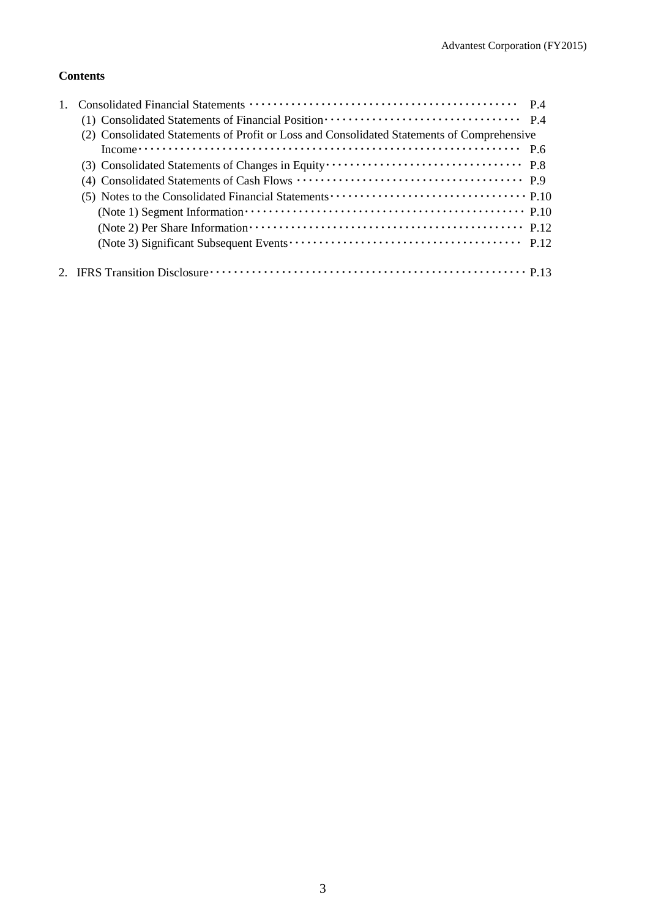**Contents**

1. Consolidated Financial Statements ········································ P.4
   - (1) Consolidated Statements of Financial Position ································ P.4
   - (2) Consolidated Statements of Profit or Loss and Consolidated Statements of Comprehensive Income ································································ P.6
   - (3) Consolidated Statements of Changes in Equity ································ P.8
   - (4) Consolidated Statements of Cash Flows ······································ P.9
   - (5) Notes to the Consolidated Financial Statements ································ P.10
     - (Note 1) Segment Information ·············································· P.10
     - (Note 2) Per Share Information ············································ P.12
     - (Note 3) Significant Subsequent Events ···································· P.12

2. IFRS Transition Disclosure ·················································· P.13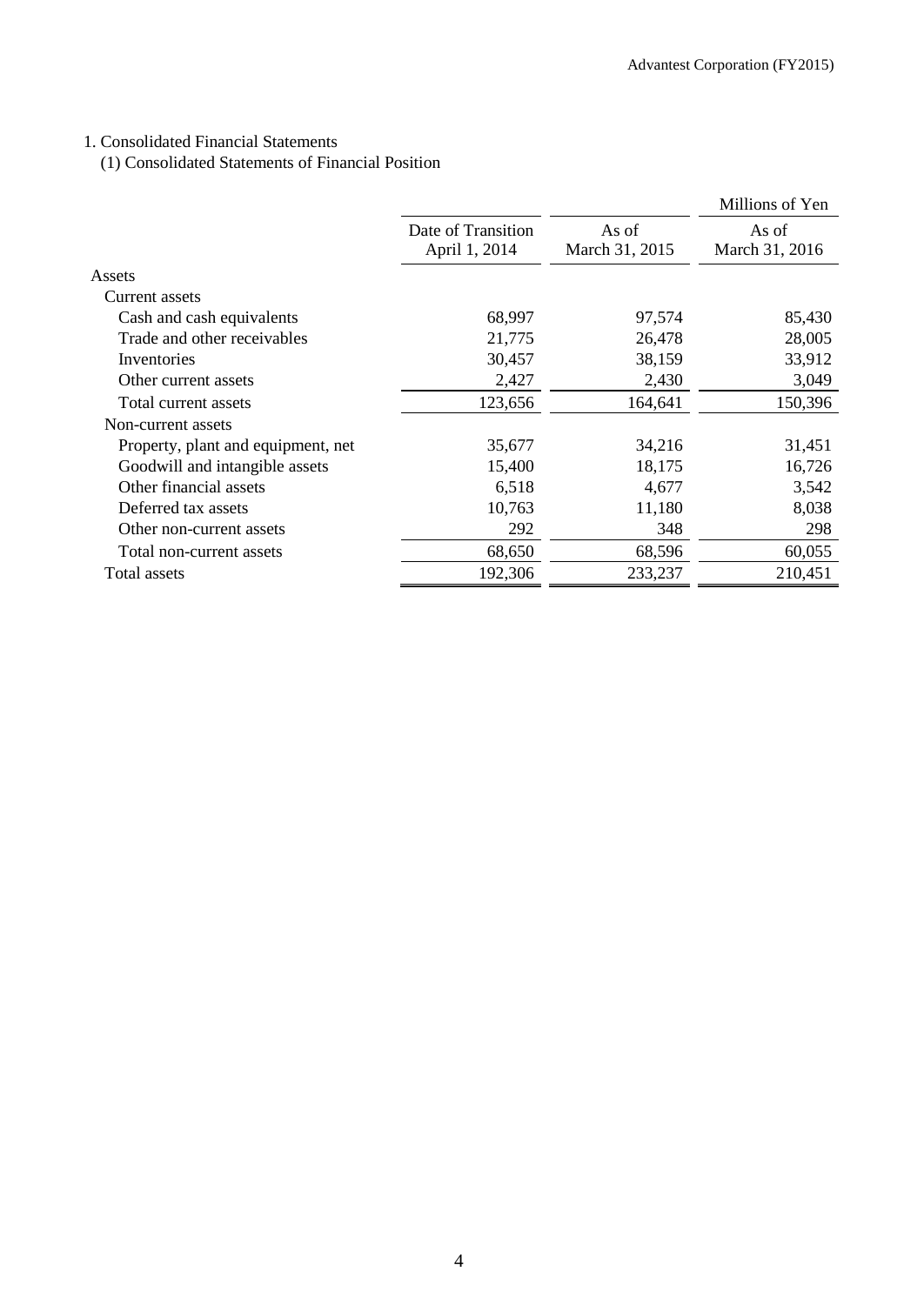1. Consolidated Financial Statements

(1) Consolidated Statements of Financial Position

| | | | Millions of Yen |
|---|---|---|---|
| | Date of Transition April 1, 2014 | As of March 31, 2015 | As of March 31, 2016 |
| Assets | | | |
| Current assets | | | |
| Cash and cash equivalents | 68,997 | 97,574 | 85,430 |
| Trade and other receivables | 21,775 | 26,478 | 28,005 |
| Inventories | 30,457 | 38,159 | 33,912 |
| Other current assets | 2,427 | 2,430 | 3,049 |
| Total current assets | 123,656 | 164,641 | 150,396 |
| Non-current assets | | | |
| Property, plant and equipment, net | 35,677 | 34,216 | 31,451 |
| Goodwill and intangible assets | 15,400 | 18,175 | 16,726 |
| Other financial assets | 6,518 | 4,677 | 3,542 |
| Deferred tax assets | 10,763 | 11,180 | 8,038 |
| Other non-current assets | 292 | 348 | 298 |
| Total non-current assets | 68,650 | 68,596 | 60,055 |
| Total assets | 192,306 | 233,237 | 210,451 |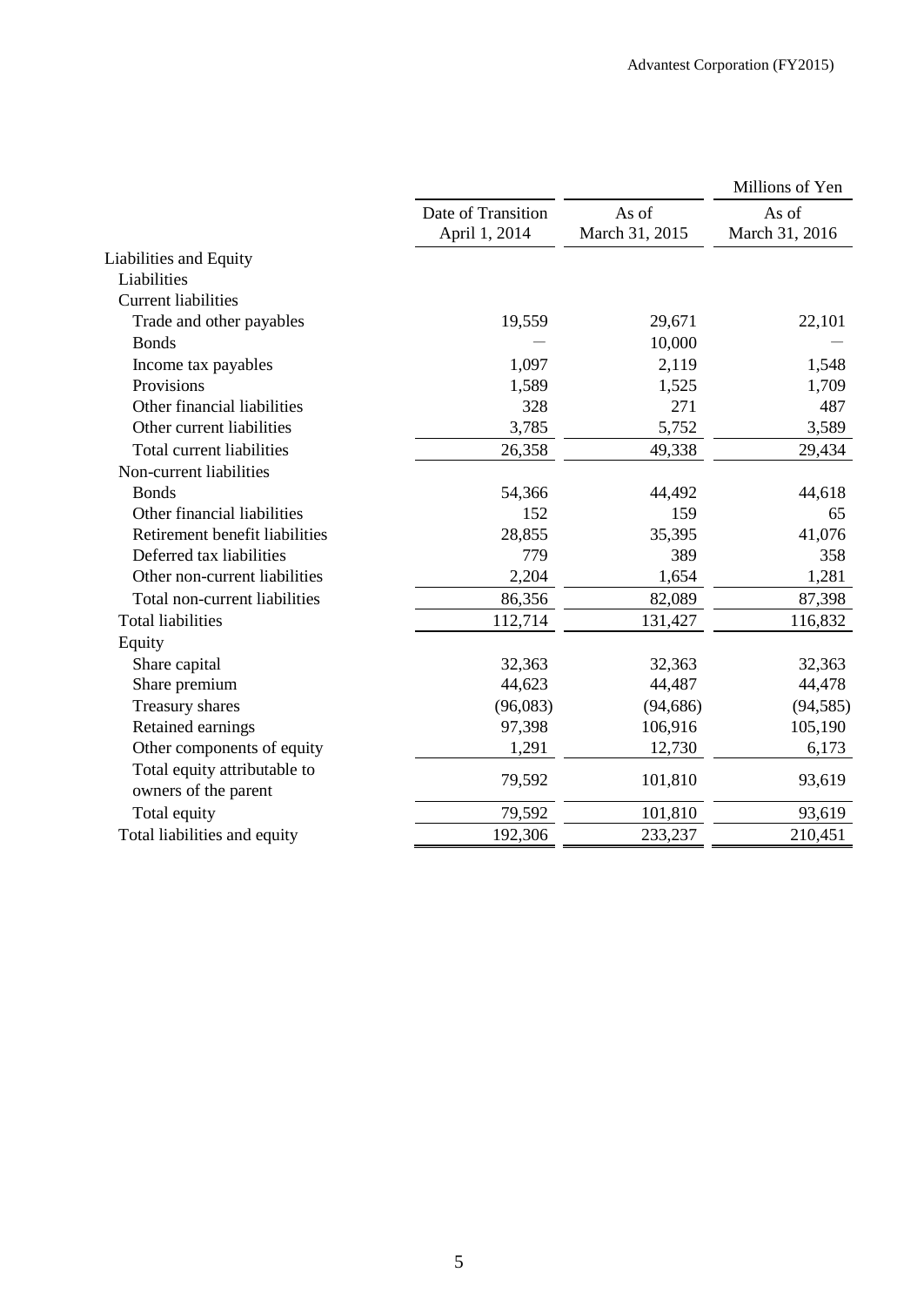| | Date of Transition April 1, 2014 | As of March 31, 2015 | As of March 31, 2016 |
|---|---|---|---|
| | | | Millions of Yen |
| Liabilities and Equity | | | |
| Liabilities | | | |
| Current liabilities | | | |
| Trade and other payables | 19,559 | 29,671 | 22,101 |
| Bonds | — | 10,000 | — |
| Income tax payables | 1,097 | 2,119 | 1,548 |
| Provisions | 1,589 | 1,525 | 1,709 |
| Other financial liabilities | 328 | 271 | 487 |
| Other current liabilities | 3,785 | 5,752 | 3,589 |
| Total current liabilities | 26,358 | 49,338 | 29,434 |
| Non-current liabilities | | | |
| Bonds | 54,366 | 44,492 | 44,618 |
| Other financial liabilities | 152 | 159 | 65 |
| Retirement benefit liabilities | 28,855 | 35,395 | 41,076 |
| Deferred tax liabilities | 779 | 389 | 358 |
| Other non-current liabilities | 2,204 | 1,654 | 1,281 |
| Total non-current liabilities | 86,356 | 82,089 | 87,398 |
| Total liabilities | 112,714 | 131,427 | 116,832 |
| Equity | | | |
| Share capital | 32,363 | 32,363 | 32,363 |
| Share premium | 44,623 | 44,487 | 44,478 |
| Treasury shares | (96,083) | (94,686) | (94,585) |
| Retained earnings | 97,398 | 106,916 | 105,190 |
| Other components of equity | 1,291 | 12,730 | 6,173 |
| Total equity attributable to owners of the parent | 79,592 | 101,810 | 93,619 |
| Total equity | 79,592 | 101,810 | 93,619 |
| Total liabilities and equity | 192,306 | 233,237 | 210,451 |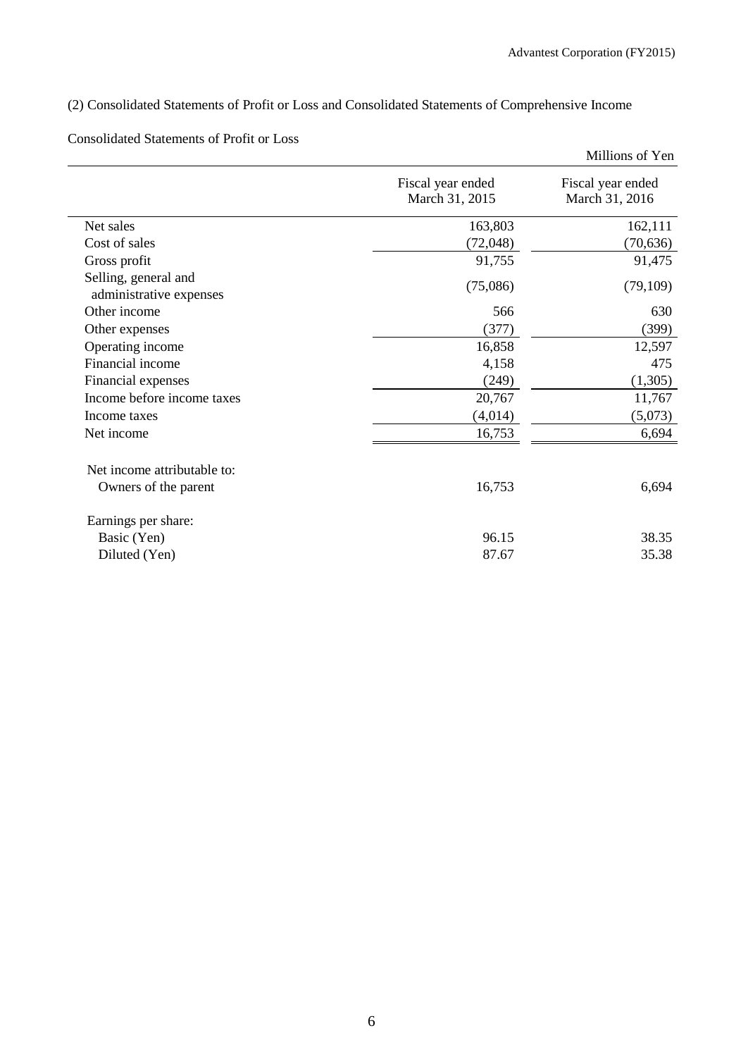## (2) Consolidated Statements of Profit or Loss and Consolidated Statements of Comprehensive Income

Consolidated Statements of Profit or Loss

Millions of Yen

| | Fiscal year ended March 31, 2015 | Fiscal year ended March 31, 2016 |
|---|---|---|
| Net sales | 163,803 | 162,111 |
| Cost of sales | (72,048) | (70,636) |
| Gross profit | 91,755 | 91,475 |
| Selling, general and administrative expenses | (75,086) | (79,109) |
| Other income | 566 | 630 |
| Other expenses | (377) | (399) |
| Operating income | 16,858 | 12,597 |
| Financial income | 4,158 | 475 |
| Financial expenses | (249) | (1,305) |
| Income before income taxes | 20,767 | 11,767 |
| Income taxes | (4,014) | (5,073) |
| Net income | 16,753 | 6,694 |
| Net income attributable to: | | |
| Owners of the parent | 16,753 | 6,694 |
| Earnings per share: | | |
| Basic (Yen) | 96.15 | 38.35 |
| Diluted (Yen) | 87.67 | 35.38 |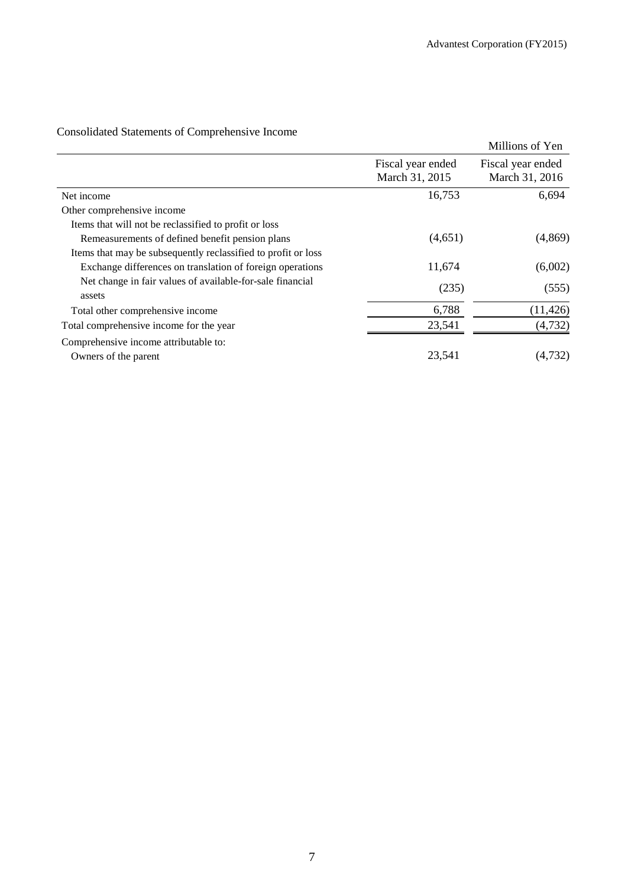## Consolidated Statements of Comprehensive Income

Millions of Yen

| | Fiscal year ended March 31, 2015 | Fiscal year ended March 31, 2016 |
|---|---|---|
| Net income | 16,753 | 6,694 |
| Other comprehensive income | | |
| Items that will not be reclassified to profit or loss | | |
| Remeasurements of defined benefit pension plans | (4,651) | (4,869) |
| Items that may be subsequently reclassified to profit or loss | | |
| Exchange differences on translation of foreign operations | 11,674 | (6,002) |
| Net change in fair values of available-for-sale financial assets | (235) | (555) |
| Total other comprehensive income | 6,788 | (11,426) |
| Total comprehensive income for the year | 23,541 | (4,732) |
| Comprehensive income attributable to: | | |
| Owners of the parent | 23,541 | (4,732) |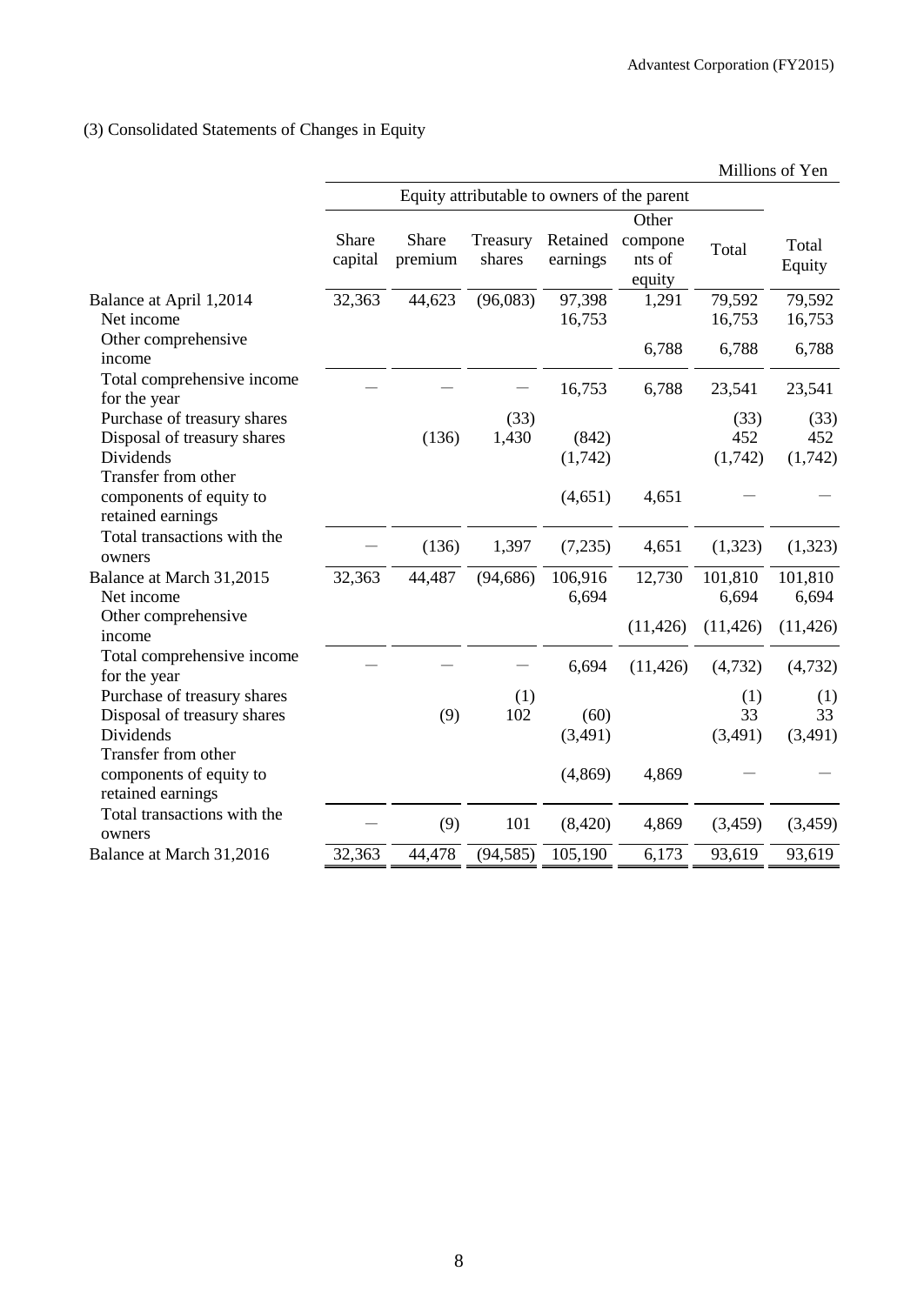## (3) Consolidated Statements of Changes in Equity

Millions of Yen

| | Equity attributable to owners of the parent | | | | | | |
|---|---|---|---|---|---|---|---|
| | Share capital | Share premium | Treasury shares | Retained earnings | Other components of equity | Total | Total Equity |
| Balance at April 1,2014 | 32,363 | 44,623 | (96,083) | 97,398 | 1,291 | 79,592 | 79,592 |
| Net income | | | | 16,753 | | 16,753 | 16,753 |
| Other comprehensive income | | | | | 6,788 | 6,788 | 6,788 |
| Total comprehensive income for the year | — | — | — | 16,753 | 6,788 | 23,541 | 23,541 |
| Purchase of treasury shares | | | (33) | | | (33) | (33) |
| Disposal of treasury shares | | (136) | 1,430 | (842) | | 452 | 452 |
| Dividends | | | | (1,742) | | (1,742) | (1,742) |
| Transfer from other components of equity to retained earnings | | | | (4,651) | 4,651 | — | — |
| Total transactions with the owners | — | (136) | 1,397 | (7,235) | 4,651 | (1,323) | (1,323) |
| Balance at March 31,2015 | 32,363 | 44,487 | (94,686) | 106,916 | 12,730 | 101,810 | 101,810 |
| Net income | | | | 6,694 | | 6,694 | 6,694 |
| Other comprehensive income | | | | | (11,426) | (11,426) | (11,426) |
| Total comprehensive income for the year | — | — | — | 6,694 | (11,426) | (4,732) | (4,732) |
| Purchase of treasury shares | | | (1) | | | (1) | (1) |
| Disposal of treasury shares | | (9) | 102 | (60) | | 33 | 33 |
| Dividends | | | | (3,491) | | (3,491) | (3,491) |
| Transfer from other components of equity to retained earnings | | | | (4,869) | 4,869 | — | — |
| Total transactions with the owners | — | (9) | 101 | (8,420) | 4,869 | (3,459) | (3,459) |
| Balance at March 31,2016 | 32,363 | 44,478 | (94,585) | 105,190 | 6,173 | 93,619 | 93,619 |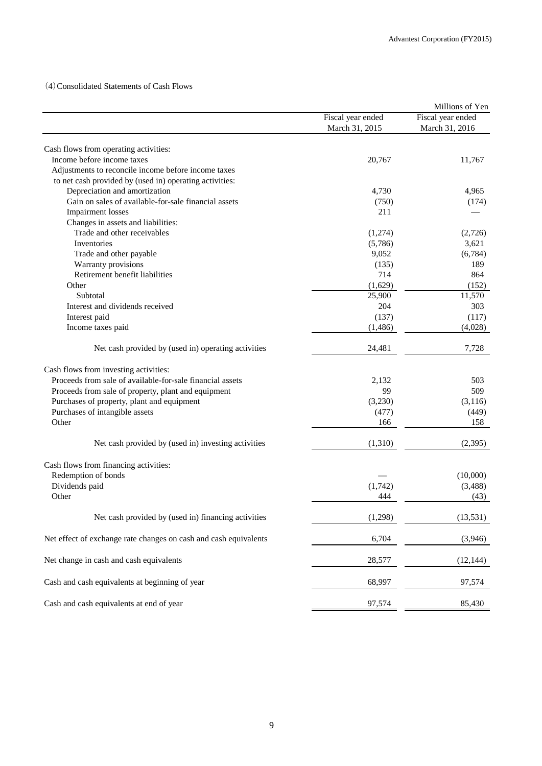(4) Consolidated Statements of Cash Flows

| | Millions of Yen | |
|---|---|---|
| | Fiscal year ended March 31, 2015 | Fiscal year ended March 31, 2016 |
| Cash flows from operating activities: | | |
| Income before income taxes | 20,767 | 11,767 |
| Adjustments to reconcile income before income taxes to net cash provided by (used in) operating activities: | | |
| Depreciation and amortization | 4,730 | 4,965 |
| Gain on sales of available-for-sale financial assets | (750) | (174) |
| Impairment losses | 211 | — |
| Changes in assets and liabilities: | | |
| Trade and other receivables | (1,274) | (2,726) |
| Inventories | (5,786) | 3,621 |
| Trade and other payable | 9,052 | (6,784) |
| Warranty provisions | (135) | 189 |
| Retirement benefit liabilities | 714 | 864 |
| Other | (1,629) | (152) |
| Subtotal | 25,900 | 11,570 |
| Interest and dividends received | 204 | 303 |
| Interest paid | (137) | (117) |
| Income taxes paid | (1,486) | (4,028) |
| Net cash provided by (used in) operating activities | 24,481 | 7,728 |
| Cash flows from investing activities: | | |
| Proceeds from sale of available-for-sale financial assets | 2,132 | 503 |
| Proceeds from sale of property, plant and equipment | 99 | 509 |
| Purchases of property, plant and equipment | (3,230) | (3,116) |
| Purchases of intangible assets | (477) | (449) |
| Other | 166 | 158 |
| Net cash provided by (used in) investing activities | (1,310) | (2,395) |
| Cash flows from financing activities: | | |
| Redemption of bonds | — | (10,000) |
| Dividends paid | (1,742) | (3,488) |
| Other | 444 | (43) |
| Net cash provided by (used in) financing activities | (1,298) | (13,531) |
| Net effect of exchange rate changes on cash and cash equivalents | 6,704 | (3,946) |
| Net change in cash and cash equivalents | 28,577 | (12,144) |
| Cash and cash equivalents at beginning of year | 68,997 | 97,574 |
| Cash and cash equivalents at end of year | 97,574 | 85,430 |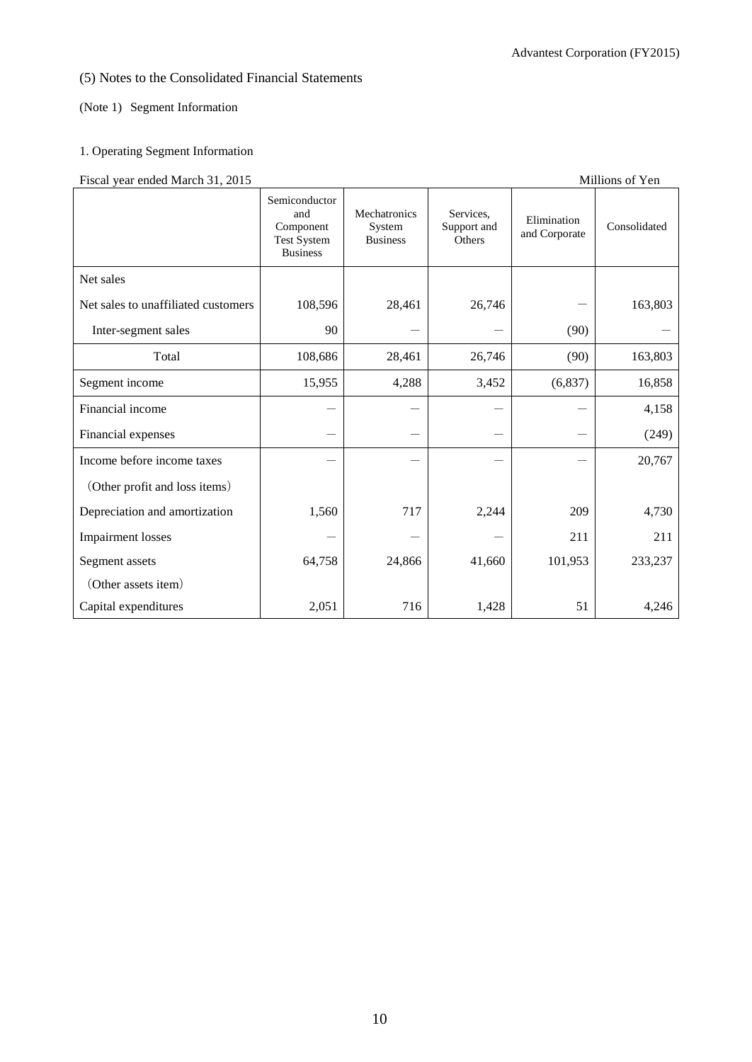(5) Notes to the Consolidated Financial Statements

(Note 1) Segment Information

1. Operating Segment Information

Fiscal year ended March 31, 2015 — Millions of Yen

| | Semiconductor and Component Test System Business | Mechatronics System Business | Services, Support and Others | Elimination and Corporate | Consolidated |
|---|---|---|---|---|---|
| Net sales | | | | | |
| Net sales to unaffiliated customers | 108,596 | 28,461 | 26,746 | — | 163,803 |
| Inter-segment sales | 90 | — | — | (90) | — |
| Total | 108,686 | 28,461 | 26,746 | (90) | 163,803 |
| Segment income | 15,955 | 4,288 | 3,452 | (6,837) | 16,858 |
| Financial income | — | — | — | — | 4,158 |
| Financial expenses | — | — | — | — | (249) |
| Income before income taxes | — | — | — | — | 20,767 |
| (Other profit and loss items) | | | | | |
| Depreciation and amortization | 1,560 | 717 | 2,244 | 209 | 4,730 |
| Impairment losses | — | — | — | 211 | 211 |
| Segment assets | 64,758 | 24,866 | 41,660 | 101,953 | 233,237 |
| (Other assets item) | | | | | |
| Capital expenditures | 2,051 | 716 | 1,428 | 51 | 4,246 |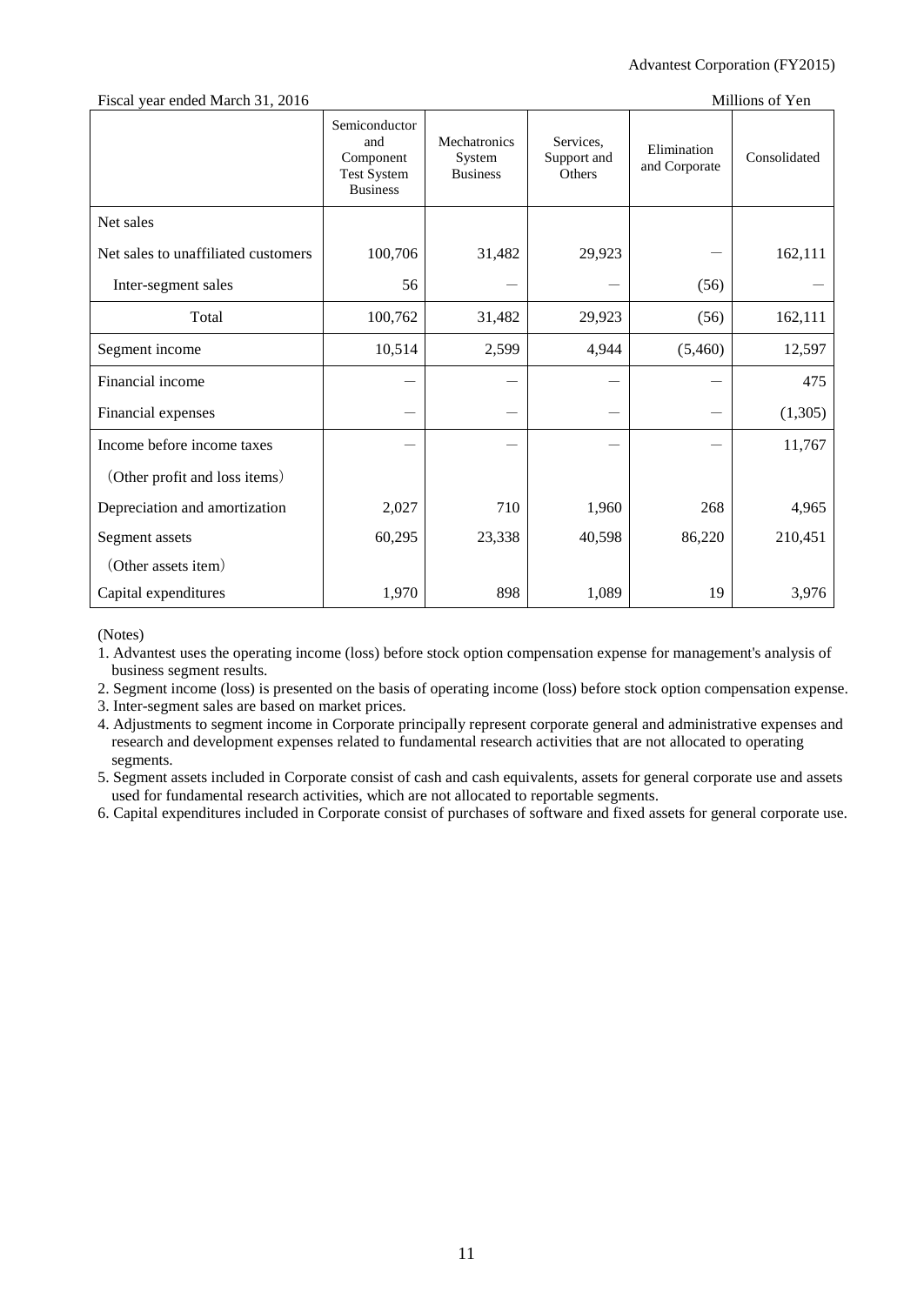Fiscal year ended March 31, 2016

Millions of Yen

| | Semiconductor and Component Test System Business | Mechatronics System Business | Services, Support and Others | Elimination and Corporate | Consolidated |
|---|---|---|---|---|---|
| Net sales | | | | | |
| Net sales to unaffiliated customers | 100,706 | 31,482 | 29,923 | — | 162,111 |
| Inter-segment sales | 56 | — | — | (56) | — |
| Total | 100,762 | 31,482 | 29,923 | (56) | 162,111 |
| Segment income | 10,514 | 2,599 | 4,944 | (5,460) | 12,597 |
| Financial income | — | — | — | — | 475 |
| Financial expenses | — | — | — | — | (1,305) |
| Income before income taxes | — | — | — | — | 11,767 |
| （Other profit and loss items） | | | | | |
| Depreciation and amortization | 2,027 | 710 | 1,960 | 268 | 4,965 |
| Segment assets | 60,295 | 23,338 | 40,598 | 86,220 | 210,451 |
| （Other assets item） | | | | | |
| Capital expenditures | 1,970 | 898 | 1,089 | 19 | 3,976 |

(Notes)

1. Advantest uses the operating income (loss) before stock option compensation expense for management's analysis of business segment results.
2. Segment income (loss) is presented on the basis of operating income (loss) before stock option compensation expense.
3. Inter-segment sales are based on market prices.
4. Adjustments to segment income in Corporate principally represent corporate general and administrative expenses and research and development expenses related to fundamental research activities that are not allocated to operating segments.
5. Segment assets included in Corporate consist of cash and cash equivalents, assets for general corporate use and assets used for fundamental research activities, which are not allocated to reportable segments.
6. Capital expenditures included in Corporate consist of purchases of software and fixed assets for general corporate use.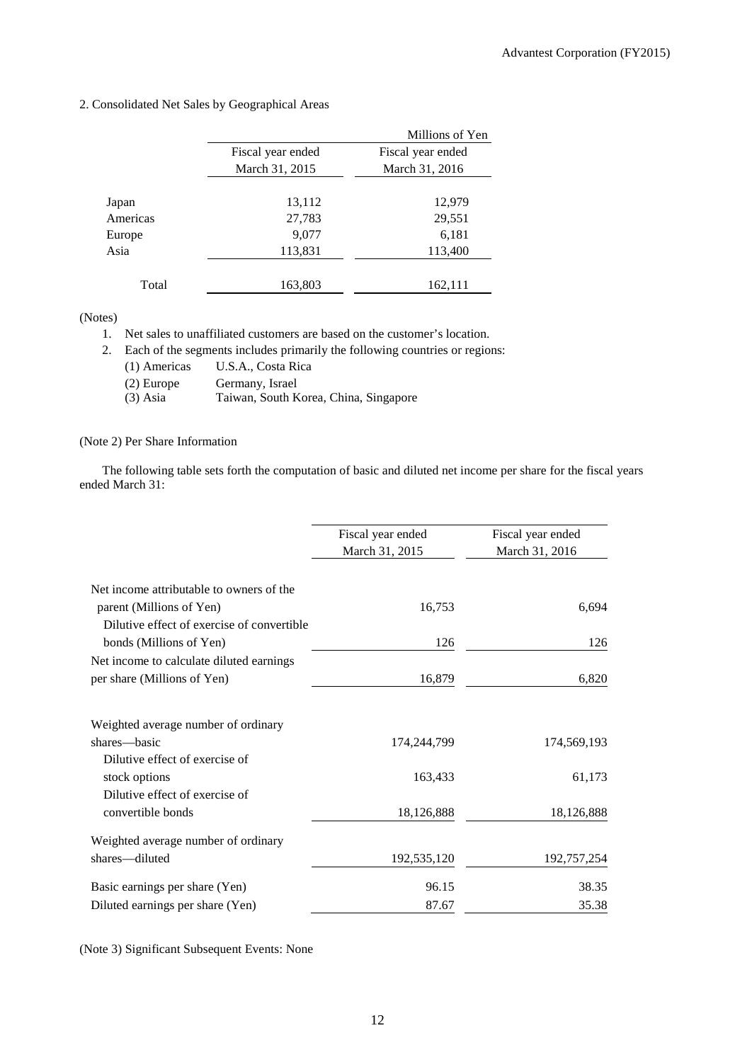2. Consolidated Net Sales by Geographical Areas

| | | Millions of Yen |
|---|---|---|
| | Fiscal year ended March 31, 2015 | Fiscal year ended March 31, 2016 |
| Japan | 13,112 | 12,979 |
| Americas | 27,783 | 29,551 |
| Europe | 9,077 | 6,181 |
| Asia | 113,831 | 113,400 |
| Total | 163,803 | 162,111 |

(Notes)

1. Net sales to unaffiliated customers are based on the customer's location.
2. Each of the segments includes primarily the following countries or regions:
   (1) Americas U.S.A., Costa Rica
   (2) Europe Germany, Israel
   (3) Asia Taiwan, South Korea, China, Singapore

(Note 2) Per Share Information

The following table sets forth the computation of basic and diluted net income per share for the fiscal years ended March 31:

| | Fiscal year ended March 31, 2015 | Fiscal year ended March 31, 2016 |
|---|---|---|
| Net income attributable to owners of the parent (Millions of Yen) | 16,753 | 6,694 |
| Dilutive effect of exercise of convertible bonds (Millions of Yen) | 126 | 126 |
| Net income to calculate diluted earnings per share (Millions of Yen) | 16,879 | 6,820 |
| Weighted average number of ordinary shares—basic | 174,244,799 | 174,569,193 |
| Dilutive effect of exercise of stock options | 163,433 | 61,173 |
| Dilutive effect of exercise of convertible bonds | 18,126,888 | 18,126,888 |
| Weighted average number of ordinary shares—diluted | 192,535,120 | 192,757,254 |
| Basic earnings per share (Yen) | 96.15 | 38.35 |
| Diluted earnings per share (Yen) | 87.67 | 35.38 |

(Note 3) Significant Subsequent Events: None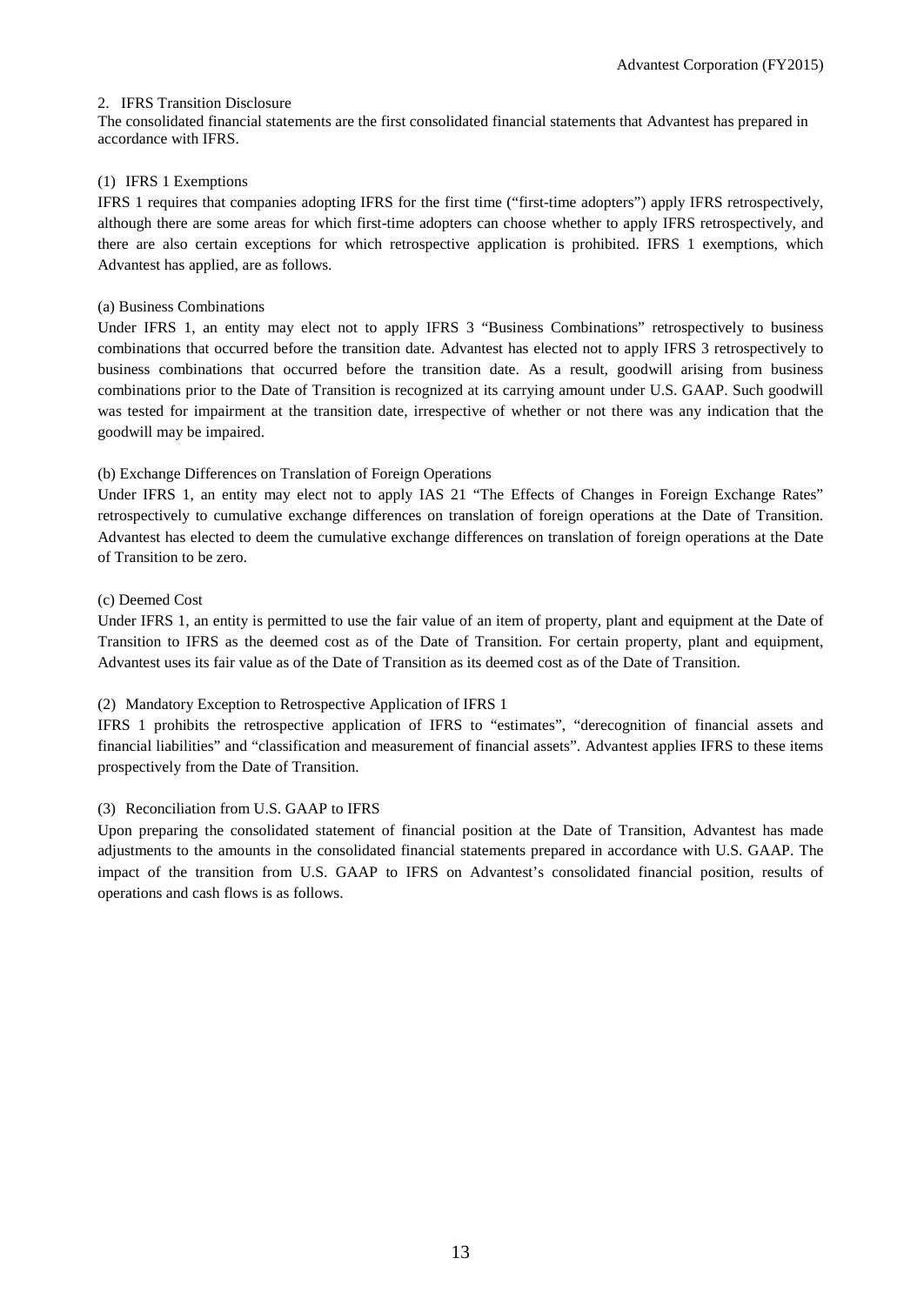## 2. IFRS Transition Disclosure

The consolidated financial statements are the first consolidated financial statements that Advantest has prepared in accordance with IFRS.

### (1) IFRS 1 Exemptions

IFRS 1 requires that companies adopting IFRS for the first time ("first-time adopters") apply IFRS retrospectively, although there are some areas for which first-time adopters can choose whether to apply IFRS retrospectively, and there are also certain exceptions for which retrospective application is prohibited. IFRS 1 exemptions, which Advantest has applied, are as follows.

#### (a) Business Combinations

Under IFRS 1, an entity may elect not to apply IFRS 3 "Business Combinations" retrospectively to business combinations that occurred before the transition date. Advantest has elected not to apply IFRS 3 retrospectively to business combinations that occurred before the transition date. As a result, goodwill arising from business combinations prior to the Date of Transition is recognized at its carrying amount under U.S. GAAP. Such goodwill was tested for impairment at the transition date, irrespective of whether or not there was any indication that the goodwill may be impaired.

#### (b) Exchange Differences on Translation of Foreign Operations

Under IFRS 1, an entity may elect not to apply IAS 21 "The Effects of Changes in Foreign Exchange Rates" retrospectively to cumulative exchange differences on translation of foreign operations at the Date of Transition. Advantest has elected to deem the cumulative exchange differences on translation of foreign operations at the Date of Transition to be zero.

#### (c) Deemed Cost

Under IFRS 1, an entity is permitted to use the fair value of an item of property, plant and equipment at the Date of Transition to IFRS as the deemed cost as of the Date of Transition. For certain property, plant and equipment, Advantest uses its fair value as of the Date of Transition as its deemed cost as of the Date of Transition.

### (2) Mandatory Exception to Retrospective Application of IFRS 1

IFRS 1 prohibits the retrospective application of IFRS to "estimates", "derecognition of financial assets and financial liabilities" and "classification and measurement of financial assets". Advantest applies IFRS to these items prospectively from the Date of Transition.

### (3) Reconciliation from U.S. GAAP to IFRS

Upon preparing the consolidated statement of financial position at the Date of Transition, Advantest has made adjustments to the amounts in the consolidated financial statements prepared in accordance with U.S. GAAP. The impact of the transition from U.S. GAAP to IFRS on Advantest's consolidated financial position, results of operations and cash flows is as follows.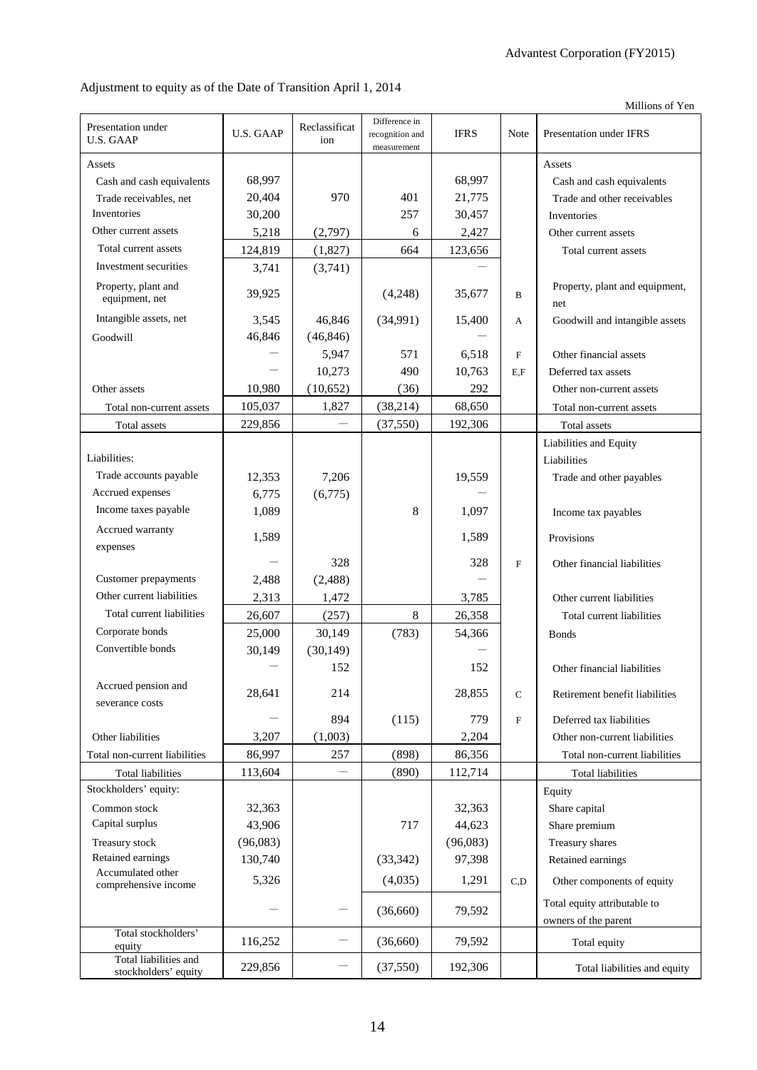Adjustment to equity as of the Date of Transition April 1, 2014

Millions of Yen

| Presentation under U.S. GAAP | U.S. GAAP | Reclassification | Difference in recognition and measurement | IFRS | Note | Presentation under IFRS |
|---|---|---|---|---|---|---|
| Assets | | | | | | Assets |
| Cash and cash equivalents | 68,997 | | | 68,997 | | Cash and cash equivalents |
| Trade receivables, net | 20,404 | 970 | 401 | 21,775 | | Trade and other receivables |
| Inventories | 30,200 | | 257 | 30,457 | | Inventories |
| Other current assets | 5,218 | (2,797) | 6 | 2,427 | | Other current assets |
| Total current assets | 124,819 | (1,827) | 664 | 123,656 | | Total current assets |
| Investment securities | 3,741 | (3,741) | | ― | | |
| Property, plant and equipment, net | 39,925 | | (4,248) | 35,677 | B | Property, plant and equipment, net |
| Intangible assets, net | 3,545 | 46,846 | (34,991) | 15,400 | A | Goodwill and intangible assets |
| Goodwill | 46,846 | (46,846) | | ― | | |
| | ― | 5,947 | 571 | 6,518 | F | Other financial assets |
| | ― | 10,273 | 490 | 10,763 | E,F | Deferred tax assets |
| Other assets | 10,980 | (10,652) | (36) | 292 | | Other non-current assets |
| Total non-current assets | 105,037 | 1,827 | (38,214) | 68,650 | | Total non-current assets |
| Total assets | 229,856 | ― | (37,550) | 192,306 | | Total assets |
| | | | | | | Liabilities and Equity |
| Liabilities: | | | | | | Liabilities |
| Trade accounts payable | 12,353 | 7,206 | | 19,559 | | Trade and other payables |
| Accrued expenses | 6,775 | (6,775) | | ― | | |
| Income taxes payable | 1,089 | | 8 | 1,097 | | Income tax payables |
| Accrued warranty expenses | 1,589 | | | 1,589 | | Provisions |
| | ― | 328 | | 328 | F | Other financial liabilities |
| Customer prepayments | 2,488 | (2,488) | | ― | | |
| Other current liabilities | 2,313 | 1,472 | | 3,785 | | Other current liabilities |
| Total current liabilities | 26,607 | (257) | 8 | 26,358 | | Total current liabilities |
| Corporate bonds | 25,000 | 30,149 | (783) | 54,366 | | Bonds |
| Convertible bonds | 30,149 | (30,149) | | ― | | |
| | ― | 152 | | 152 | | Other financial liabilities |
| Accrued pension and severance costs | 28,641 | 214 | | 28,855 | C | Retirement benefit liabilities |
| | ― | 894 | (115) | 779 | F | Deferred tax liabilities |
| Other liabilities | 3,207 | (1,003) | | 2,204 | | Other non-current liabilities |
| Total non-current liabilities | 86,997 | 257 | (898) | 86,356 | | Total non-current liabilities |
| Total liabilities | 113,604 | ― | (890) | 112,714 | | Total liabilities |
| Stockholders' equity: | | | | | | Equity |
| Common stock | 32,363 | | | 32,363 | | Share capital |
| Capital surplus | 43,906 | | 717 | 44,623 | | Share premium |
| Treasury stock | (96,083) | | | (96,083) | | Treasury shares |
| Retained earnings | 130,740 | | (33,342) | 97,398 | | Retained earnings |
| Accumulated other comprehensive income | 5,326 | | (4,035) | 1,291 | C,D | Other components of equity |
| | ― | ― | (36,660) | 79,592 | | Total equity attributable to owners of the parent |
| Total stockholders' equity | 116,252 | ― | (36,660) | 79,592 | | Total equity |
| Total liabilities and stockholders' equity | 229,856 | ― | (37,550) | 192,306 | | Total liabilities and equity |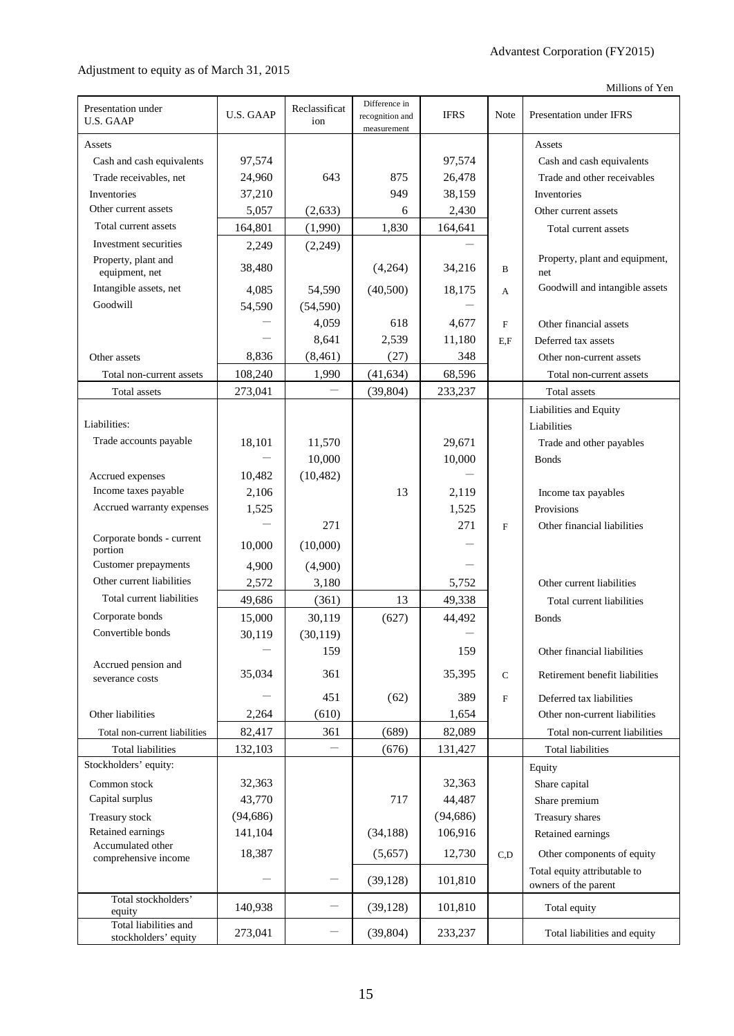## Adjustment to equity as of March 31, 2015

Millions of Yen

| Presentation under U.S. GAAP | U.S. GAAP | Reclassification | Difference in recognition and measurement | IFRS | Note | Presentation under IFRS |
|---|---|---|---|---|---|---|
| Assets | | | | | | Assets |
| Cash and cash equivalents | 97,574 | | | 97,574 | | Cash and cash equivalents |
| Trade receivables, net | 24,960 | 643 | 875 | 26,478 | | Trade and other receivables |
| Inventories | 37,210 | | 949 | 38,159 | | Inventories |
| Other current assets | 5,057 | (2,633) | 6 | 2,430 | | Other current assets |
| Total current assets | 164,801 | (1,990) | 1,830 | 164,641 | | Total current assets |
| Investment securities | 2,249 | (2,249) | | － | | |
| Property, plant and equipment, net | 38,480 | | (4,264) | 34,216 | B | Property, plant and equipment, net |
| Intangible assets, net | 4,085 | 54,590 | (40,500) | 18,175 | A | Goodwill and intangible assets |
| Goodwill | 54,590 | (54,590) | | － | | |
| | － | 4,059 | 618 | 4,677 | F | Other financial assets |
| | － | 8,641 | 2,539 | 11,180 | E,F | Deferred tax assets |
| Other assets | 8,836 | (8,461) | (27) | 348 | | Other non-current assets |
| Total non-current assets | 108,240 | 1,990 | (41,634) | 68,596 | | Total non-current assets |
| Total assets | 273,041 | － | (39,804) | 233,237 | | Total assets |
| | | | | | | Liabilities and Equity |
| Liabilities: | | | | | | Liabilities |
| Trade accounts payable | 18,101 | 11,570 | | 29,671 | | Trade and other payables |
| | － | 10,000 | | 10,000 | | Bonds |
| Accrued expenses | 10,482 | (10,482) | | － | | |
| Income taxes payable | 2,106 | | 13 | 2,119 | | Income tax payables |
| Accrued warranty expenses | 1,525 | | | 1,525 | | Provisions |
| | － | 271 | | 271 | F | Other financial liabilities |
| Corporate bonds - current portion | 10,000 | (10,000) | | － | | |
| Customer prepayments | 4,900 | (4,900) | | － | | |
| Other current liabilities | 2,572 | 3,180 | | 5,752 | | Other current liabilities |
| Total current liabilities | 49,686 | (361) | 13 | 49,338 | | Total current liabilities |
| Corporate bonds | 15,000 | 30,119 | (627) | 44,492 | | Bonds |
| Convertible bonds | 30,119 | (30,119) | | － | | |
| | － | 159 | | 159 | | Other financial liabilities |
| Accrued pension and severance costs | 35,034 | 361 | | 35,395 | C | Retirement benefit liabilities |
| | － | 451 | (62) | 389 | F | Deferred tax liabilities |
| Other liabilities | 2,264 | (610) | | 1,654 | | Other non-current liabilities |
| Total non-current liabilities | 82,417 | 361 | (689) | 82,089 | | Total non-current liabilities |
| Total liabilities | 132,103 | － | (676) | 131,427 | | Total liabilities |
| Stockholders' equity: | | | | | | Equity |
| Common stock | 32,363 | | | 32,363 | | Share capital |
| Capital surplus | 43,770 | | 717 | 44,487 | | Share premium |
| Treasury stock | (94,686) | | | (94,686) | | Treasury shares |
| Retained earnings | 141,104 | | (34,188) | 106,916 | | Retained earnings |
| Accumulated other comprehensive income | 18,387 | | (5,657) | 12,730 | C,D | Other components of equity |
| | － | － | (39,128) | 101,810 | | Total equity attributable to owners of the parent |
| Total stockholders' equity | 140,938 | － | (39,128) | 101,810 | | Total equity |
| Total liabilities and stockholders' equity | 273,041 | － | (39,804) | 233,237 | | Total liabilities and equity |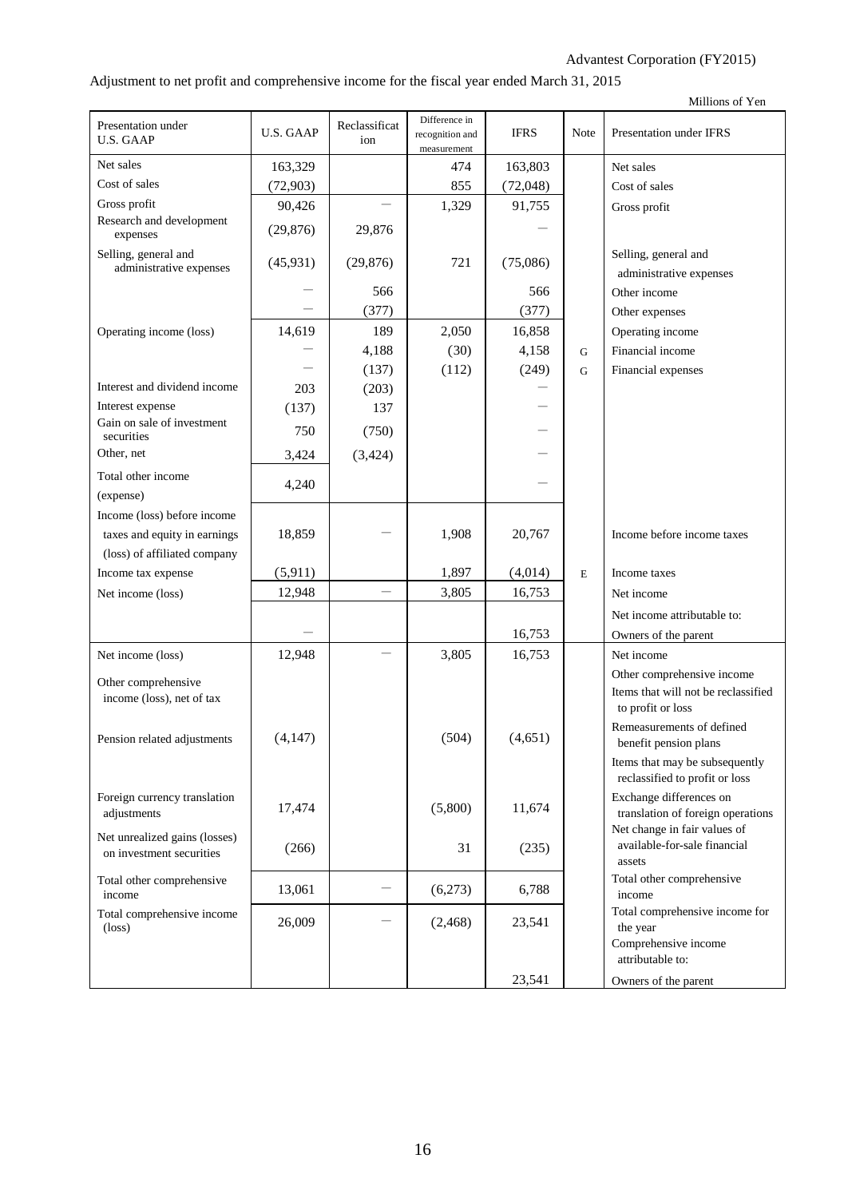Adjustment to net profit and comprehensive income for the fiscal year ended March 31, 2015

Millions of Yen

| Presentation under U.S. GAAP | U.S. GAAP | Reclassification | Difference in recognition and measurement | IFRS | Note | Presentation under IFRS |
|---|---|---|---|---|---|---|
| Net sales | 163,329 | | 474 | 163,803 | | Net sales |
| Cost of sales | (72,903) | | 855 | (72,048) | | Cost of sales |
| Gross profit | 90,426 | — | 1,329 | 91,755 | | Gross profit |
| Research and development expenses | (29,876) | 29,876 | | — | | |
| Selling, general and administrative expenses | (45,931) | (29,876) | 721 | (75,086) | | Selling, general and administrative expenses |
| | — | 566 | | 566 | | Other income |
| | — | (377) | | (377) | | Other expenses |
| Operating income (loss) | 14,619 | 189 | 2,050 | 16,858 | | Operating income |
| | — | 4,188 | (30) | 4,158 | G | Financial income |
| | — | (137) | (112) | (249) | G | Financial expenses |
| Interest and dividend income | 203 | (203) | | — | | |
| Interest expense | (137) | 137 | | — | | |
| Gain on sale of investment securities | 750 | (750) | | — | | |
| Other, net | 3,424 | (3,424) | | — | | |
| Total other income (expense) | 4,240 | | | — | | |
| Income (loss) before income taxes and equity in earnings (loss) of affiliated company | 18,859 | — | 1,908 | 20,767 | | Income before income taxes |
| Income tax expense | (5,911) | | 1,897 | (4,014) | E | Income taxes |
| Net income (loss) | 12,948 | — | 3,805 | 16,753 | | Net income |
| | | | | | | Net income attributable to: |
| | — | | | 16,753 | | Owners of the parent |
| Net income (loss) | 12,948 | — | 3,805 | 16,753 | | Net income |
| Other comprehensive income (loss), net of tax | | | | | | Other comprehensive income<br>Items that will not be reclassified to profit or loss |
| Pension related adjustments | (4,147) | | (504) | (4,651) | | Remeasurements of defined benefit pension plans |
| | | | | | | Items that may be subsequently reclassified to profit or loss |
| Foreign currency translation adjustments | 17,474 | | (5,800) | 11,674 | | Exchange differences on translation of foreign operations |
| Net unrealized gains (losses) on investment securities | (266) | | 31 | (235) | | Net change in fair values of available-for-sale financial assets |
| Total other comprehensive income | 13,061 | — | (6,273) | 6,788 | | Total other comprehensive income |
| Total comprehensive income (loss) | 26,009 | — | (2,468) | 23,541 | | Total comprehensive income for the year |
| | | | | | | Comprehensive income attributable to: |
| | | | | 23,541 | | Owners of the parent |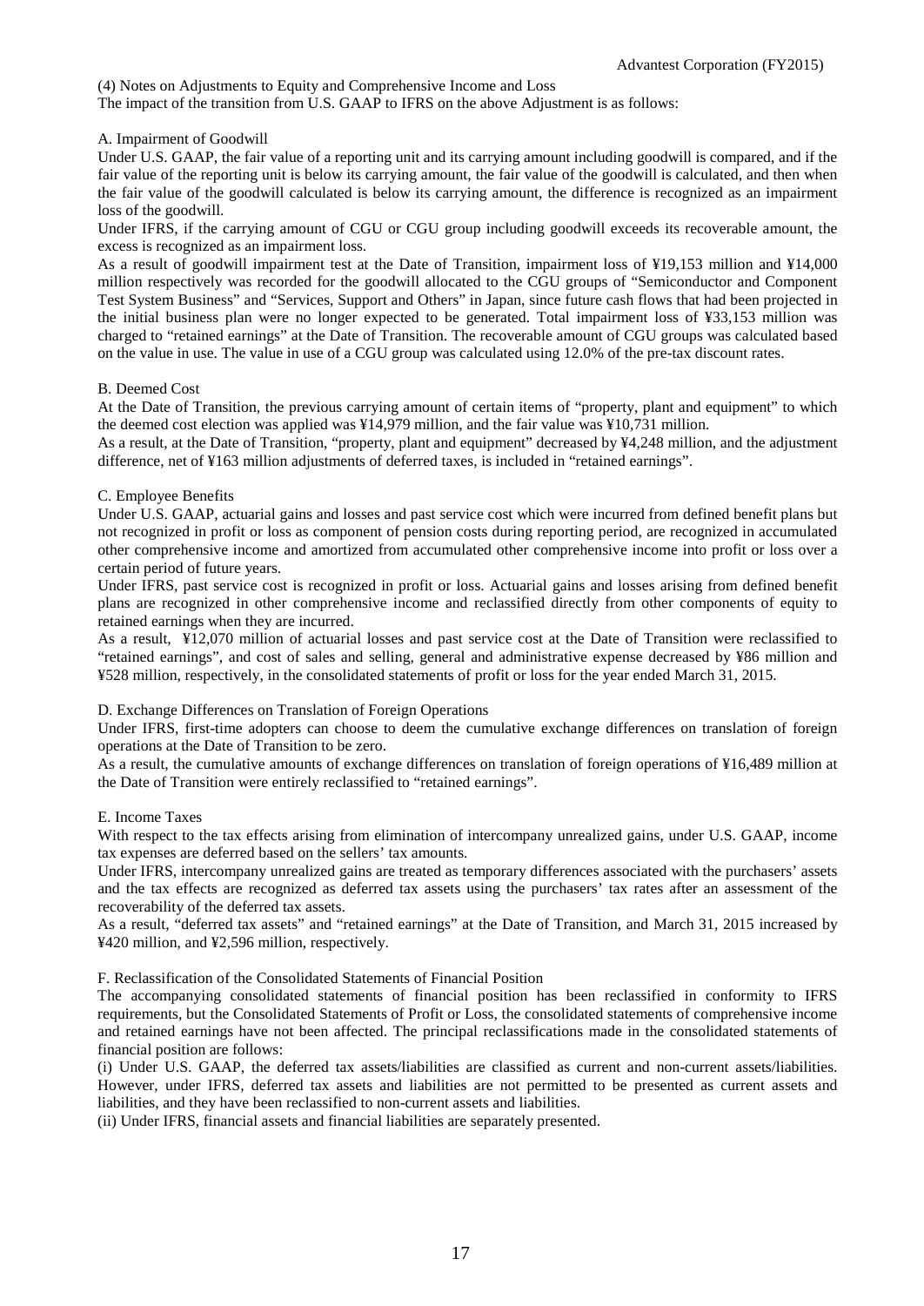(4) Notes on Adjustments to Equity and Comprehensive Income and Loss

The impact of the transition from U.S. GAAP to IFRS on the above Adjustment is as follows:

A. Impairment of Goodwill

Under U.S. GAAP, the fair value of a reporting unit and its carrying amount including goodwill is compared, and if the fair value of the reporting unit is below its carrying amount, the fair value of the goodwill is calculated, and then when the fair value of the goodwill calculated is below its carrying amount, the difference is recognized as an impairment loss of the goodwill.

Under IFRS, if the carrying amount of CGU or CGU group including goodwill exceeds its recoverable amount, the excess is recognized as an impairment loss.

As a result of goodwill impairment test at the Date of Transition, impairment loss of ¥19,153 million and ¥14,000 million respectively was recorded for the goodwill allocated to the CGU groups of "Semiconductor and Component Test System Business" and "Services, Support and Others" in Japan, since future cash flows that had been projected in the initial business plan were no longer expected to be generated. Total impairment loss of ¥33,153 million was charged to "retained earnings" at the Date of Transition. The recoverable amount of CGU groups was calculated based on the value in use. The value in use of a CGU group was calculated using 12.0% of the pre-tax discount rates.

B. Deemed Cost

At the Date of Transition, the previous carrying amount of certain items of "property, plant and equipment" to which the deemed cost election was applied was ¥14,979 million, and the fair value was ¥10,731 million.

As a result, at the Date of Transition, "property, plant and equipment" decreased by ¥4,248 million, and the adjustment difference, net of ¥163 million adjustments of deferred taxes, is included in "retained earnings".

C. Employee Benefits

Under U.S. GAAP, actuarial gains and losses and past service cost which were incurred from defined benefit plans but not recognized in profit or loss as component of pension costs during reporting period, are recognized in accumulated other comprehensive income and amortized from accumulated other comprehensive income into profit or loss over a certain period of future years.

Under IFRS, past service cost is recognized in profit or loss. Actuarial gains and losses arising from defined benefit plans are recognized in other comprehensive income and reclassified directly from other components of equity to retained earnings when they are incurred.

As a result, ¥12,070 million of actuarial losses and past service cost at the Date of Transition were reclassified to "retained earnings", and cost of sales and selling, general and administrative expense decreased by ¥86 million and ¥528 million, respectively, in the consolidated statements of profit or loss for the year ended March 31, 2015.

D. Exchange Differences on Translation of Foreign Operations

Under IFRS, first-time adopters can choose to deem the cumulative exchange differences on translation of foreign operations at the Date of Transition to be zero.

As a result, the cumulative amounts of exchange differences on translation of foreign operations of ¥16,489 million at the Date of Transition were entirely reclassified to "retained earnings".

E. Income Taxes

With respect to the tax effects arising from elimination of intercompany unrealized gains, under U.S. GAAP, income tax expenses are deferred based on the sellers' tax amounts.

Under IFRS, intercompany unrealized gains are treated as temporary differences associated with the purchasers' assets and the tax effects are recognized as deferred tax assets using the purchasers' tax rates after an assessment of the recoverability of the deferred tax assets.

As a result, "deferred tax assets" and "retained earnings" at the Date of Transition, and March 31, 2015 increased by ¥420 million, and ¥2,596 million, respectively.

F. Reclassification of the Consolidated Statements of Financial Position

The accompanying consolidated statements of financial position has been reclassified in conformity to IFRS requirements, but the Consolidated Statements of Profit or Loss, the consolidated statements of comprehensive income and retained earnings have not been affected. The principal reclassifications made in the consolidated statements of financial position are follows:

(i) Under U.S. GAAP, the deferred tax assets/liabilities are classified as current and non-current assets/liabilities. However, under IFRS, deferred tax assets and liabilities are not permitted to be presented as current assets and liabilities, and they have been reclassified to non-current assets and liabilities.

(ii) Under IFRS, financial assets and financial liabilities are separately presented.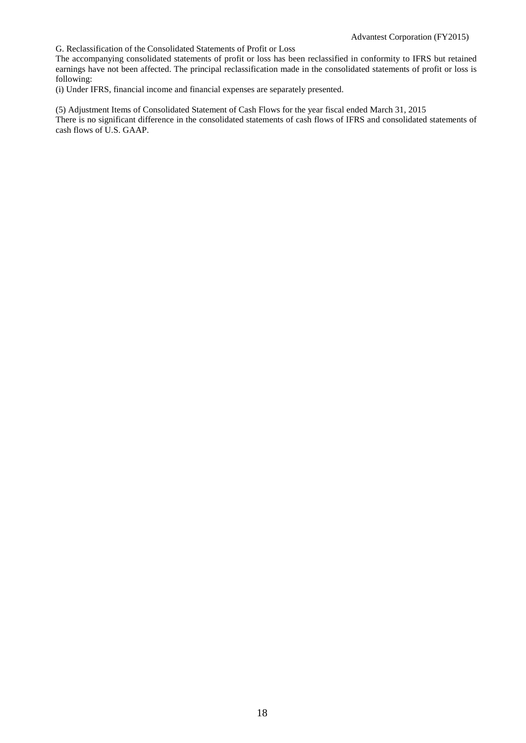G. Reclassification of the Consolidated Statements of Profit or Loss

The accompanying consolidated statements of profit or loss has been reclassified in conformity to IFRS but retained earnings have not been affected. The principal reclassification made in the consolidated statements of profit or loss is following:

(i) Under IFRS, financial income and financial expenses are separately presented.

(5) Adjustment Items of Consolidated Statement of Cash Flows for the year fiscal ended March 31, 2015

There is no significant difference in the consolidated statements of cash flows of IFRS and consolidated statements of cash flows of U.S. GAAP.